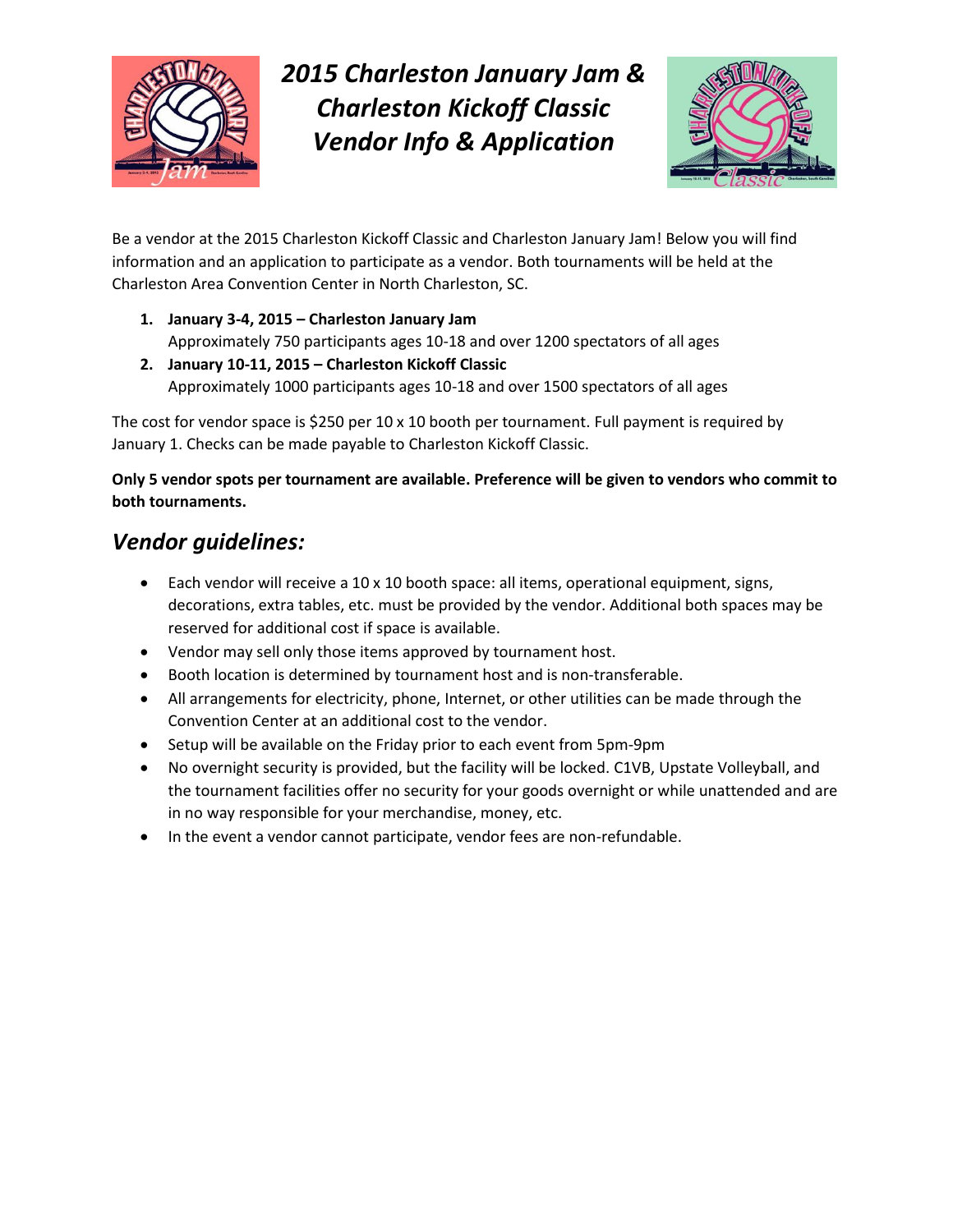# *2015 Charleston January Jam & Charleston Kickoff Classic Vendor Info & Application*

Be a vendor at the 2015 Charleston Kickoff Classic and Charleston January Jam! Below you will find information and an application to participate as a vendor. Both tournaments will be held at the Charleston Area Convention Center in North Charleston, SC.

1. **January 3-4, 2015 – Charleston January Jam**
   Approximately 750 participants ages 10-18 and over 1200 spectators of all ages
2. **January 10-11, 2015 – Charleston Kickoff Classic**
   Approximately 1000 participants ages 10-18 and over 1500 spectators of all ages

The cost for vendor space is $250 per 10 x 10 booth per tournament. Full payment is required by January 1. Checks can be made payable to Charleston Kickoff Classic.

**Only 5 vendor spots per tournament are available. Preference will be given to vendors who commit to both tournaments.**

## *Vendor guidelines:*

- Each vendor will receive a 10 x 10 booth space: all items, operational equipment, signs, decorations, extra tables, etc. must be provided by the vendor. Additional both spaces may be reserved for additional cost if space is available.
- Vendor may sell only those items approved by tournament host.
- Booth location is determined by tournament host and is non-transferable.
- All arrangements for electricity, phone, Internet, or other utilities can be made through the Convention Center at an additional cost to the vendor.
- Setup will be available on the Friday prior to each event from 5pm-9pm
- No overnight security is provided, but the facility will be locked. C1VB, Upstate Volleyball, and the tournament facilities offer no security for your goods overnight or while unattended and are in no way responsible for your merchandise, money, etc.
- In the event a vendor cannot participate, vendor fees are non-refundable.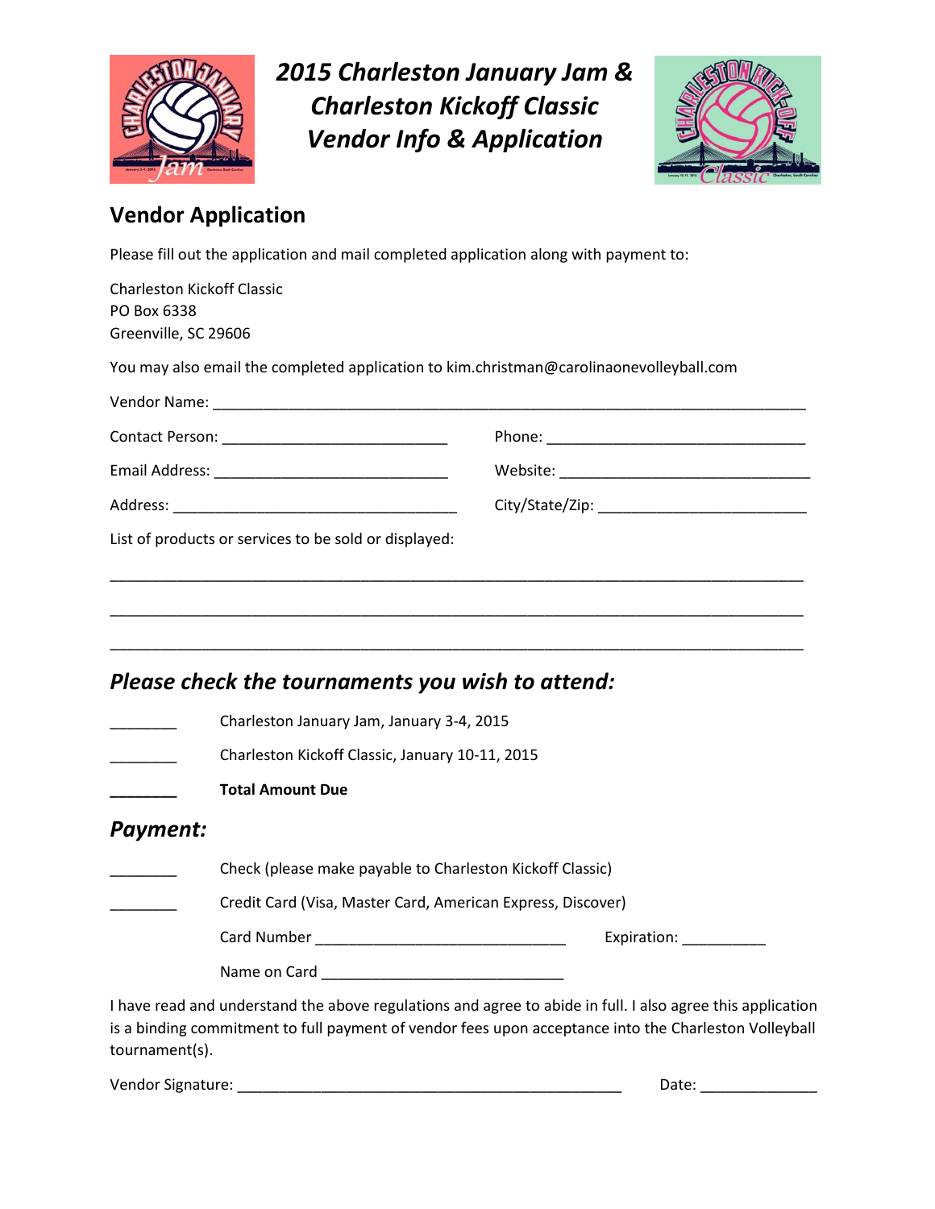# 2015 Charleston January Jam & Charleston Kickoff Classic Vendor Info & Application

## Vendor Application

Please fill out the application and mail completed application along with payment to:

Charleston Kickoff Classic
PO Box 6338
Greenville, SC 29606

You may also email the completed application to kim.christman@carolinaonevolleyball.com

Vendor Name: ___________________________________________________________________________

Contact Person: ____________________________ Phone: ________________________________

Email Address: _____________________________ Website: _______________________________

Address: ___________________________________ City/State/Zip: _________________________

List of products or services to be sold or displayed:

_____________________________________________________________________________________

_____________________________________________________________________________________

_____________________________________________________________________________________

## *Please check the tournaments you wish to attend:*

________ Charleston January Jam, January 3-4, 2015

________ Charleston Kickoff Classic, January 10-11, 2015

________ **Total Amount Due**

## *Payment:*

________ Check (please make payable to Charleston Kickoff Classic)

________ Credit Card (Visa, Master Card, American Express, Discover)

Card Number ______________________________ Expiration: __________

Name on Card _____________________________

I have read and understand the above regulations and agree to abide in full. I also agree this application is a binding commitment to full payment of vendor fees upon acceptance into the Charleston Volleyball tournament(s).

Vendor Signature: ________________________________________________ Date: ______________